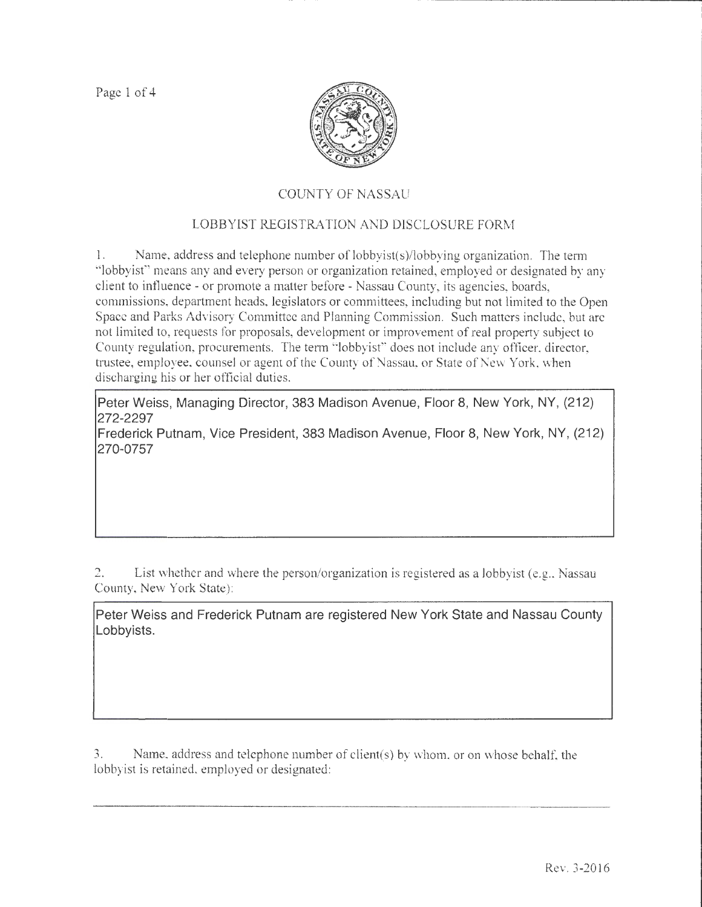# COUNTY OF NASSAU

## LOBBYIST REGISTRATION AND DISCLOSURE FORM

1. Name, address and telephone number of lobbyist(s)/lobbying organization. The term "lobbyist" means any and every person or organization retained, employed or designated by any client to influence - or promote a matter before - Nassau County, its agencies, boards, commissions, department heads, legislators or committees, including but not limited to the Open Space and Parks Advisory Committee and Planning Commission. Such matters include, but are not limited to, requests for proposals, development or improvement of real property subject to County regulation, procurements. The term "lobbyist" does not include any officer, director, trustee, employee, counsel or agent of the County of Nassau, or State of New York, when discharging his or her official duties.

Peter Weiss, Managing Director, 383 Madison Avenue, Floor 8, New York, NY, (212) 272-2297
Frederick Putnam, Vice President, 383 Madison Avenue, Floor 8, New York, NY, (212) 270-0757

2. List whether and where the person/organization is registered as a lobbyist (e.g., Nassau County, New York State):

Peter Weiss and Frederick Putnam are registered New York State and Nassau County Lobbyists.

3. Name, address and telephone number of client(s) by whom, or on whose behalf, the lobbyist is retained, employed or designated:

Rev. 3-2016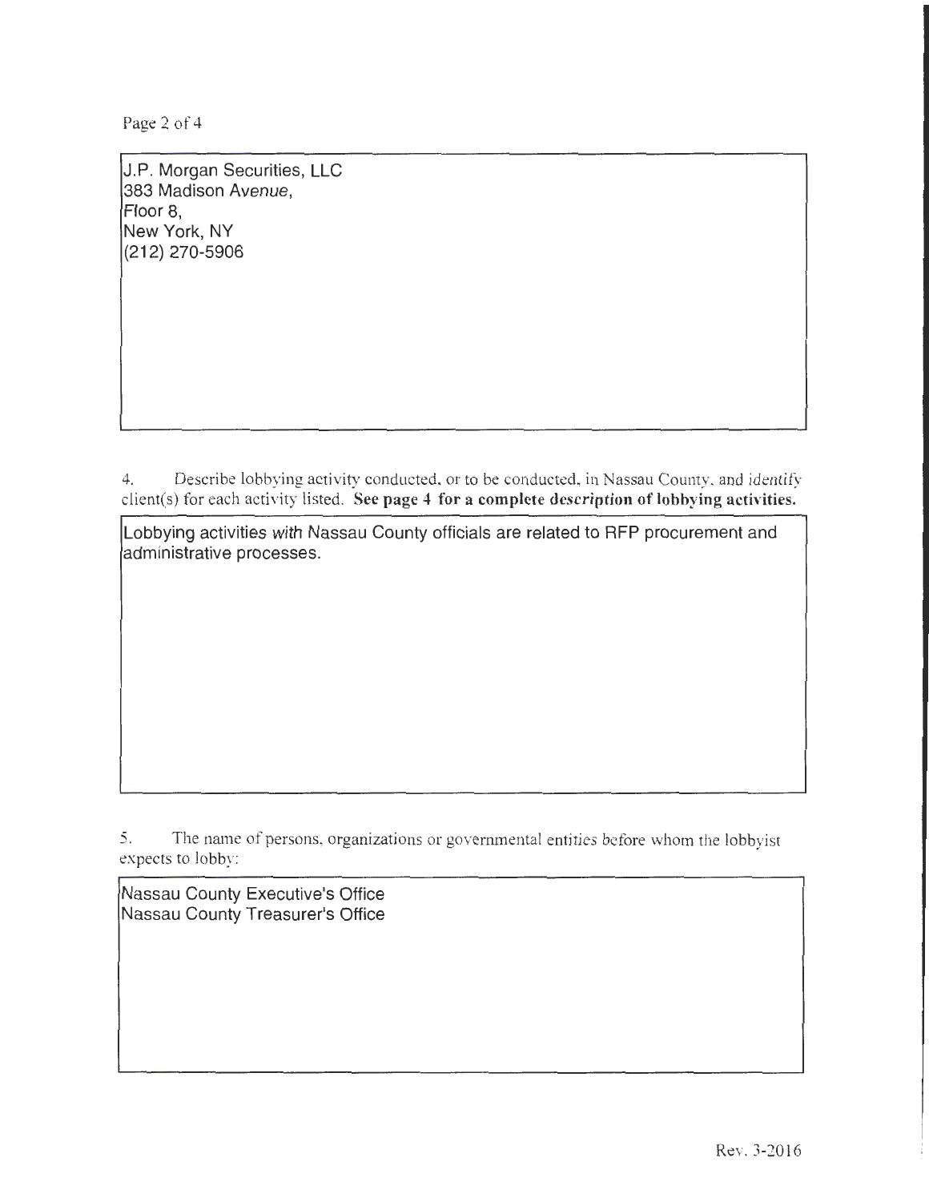J.P. Morgan Securities, LLC
383 Madison Avenue,
Floor 8,
New York, NY
(212) 270-5906

4. Describe lobbying activity conducted, or to be conducted, in Nassau County, and identify client(s) for each activity listed. **See page 4 for a complete description of lobbying activities.**

Lobbying activities with Nassau County officials are related to RFP procurement and administrative processes.

5. The name of persons, organizations or governmental entities before whom the lobbyist expects to lobby:

Nassau County Executive's Office
Nassau County Treasurer's Office

Rev. 3-2016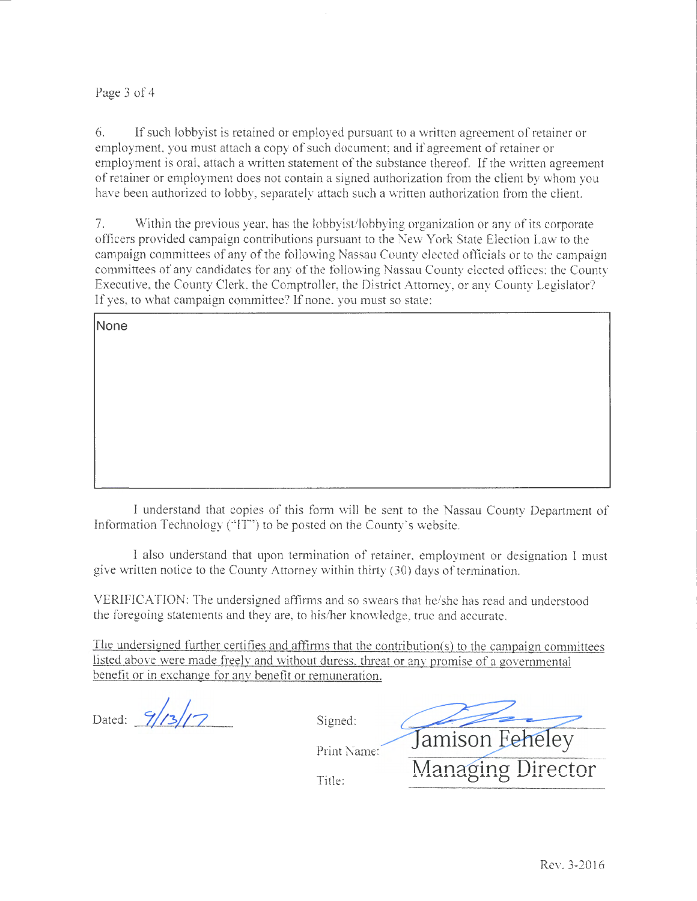6. If such lobbyist is retained or employed pursuant to a written agreement of retainer or employment, you must attach a copy of such document; and if agreement of retainer or employment is oral, attach a written statement of the substance thereof. If the written agreement of retainer or employment does not contain a signed authorization from the client by whom you have been authorized to lobby, separately attach such a written authorization from the client.

7. Within the previous year, has the lobbyist/lobbying organization or any of its corporate officers provided campaign contributions pursuant to the New York State Election Law to the campaign committees of any of the following Nassau County elected officials or to the campaign committees of any candidates for any of the following Nassau County elected offices: the County Executive, the County Clerk, the Comptroller, the District Attorney, or any County Legislator? If yes, to what campaign committee? If none, you must so state:

None

I understand that copies of this form will be sent to the Nassau County Department of Information Technology ("IT") to be posted on the County's website.

I also understand that upon termination of retainer, employment or designation I must give written notice to the County Attorney within thirty (30) days of termination.

VERIFICATION: The undersigned affirms and so swears that he/she has read and understood the foregoing statements and they are, to his/her knowledge, true and accurate.

<u>The undersigned further certifies and affirms that the contribution(s) to the campaign committees listed above were made freely and without duress, threat or any promise of a governmental benefit or in exchange for any benefit or remuneration.</u>

Dated: 9/13/17

Signed: [signature]

Print Name: Jamison Feheley

Title: Managing Director

Rev. 3-2016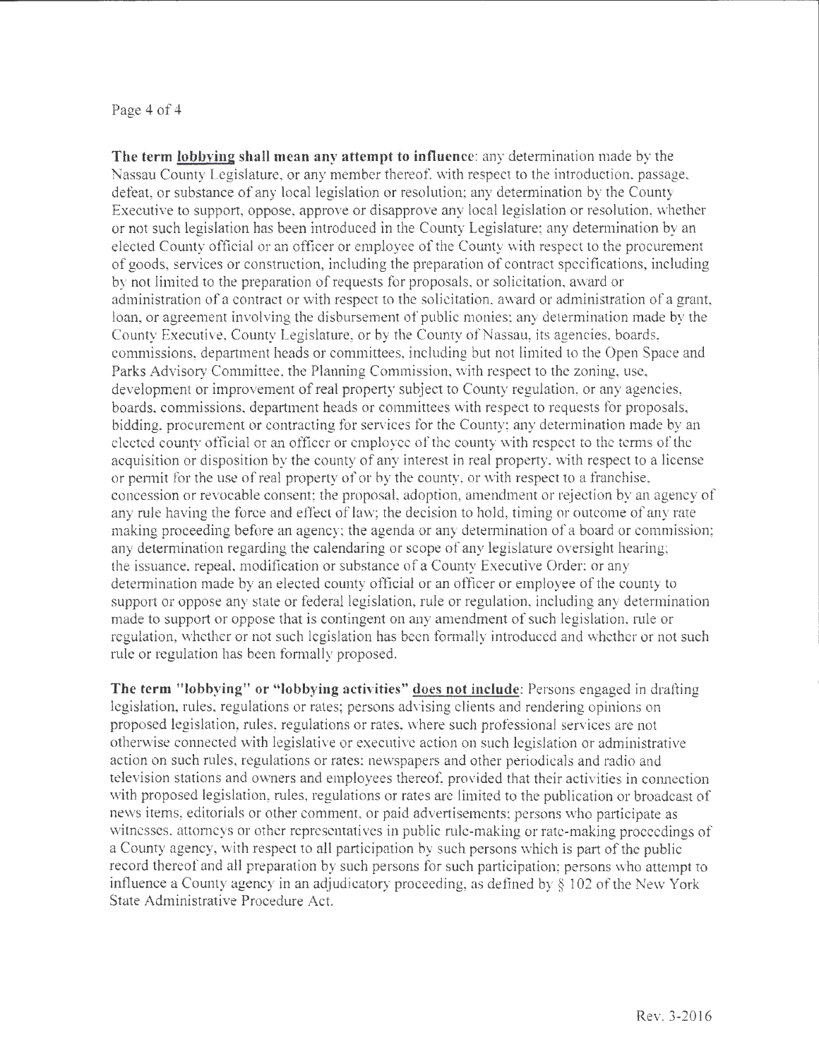**The term lobbying shall mean any attempt to influence**: any determination made by the Nassau County Legislature, or any member thereof. with respect to the introduction, passage, defeat, or substance of any local legislation or resolution; any determination by the County Executive to support, oppose, approve or disapprove any local legislation or resolution, whether or not such legislation has been introduced in the County Legislature; any determination by an elected County official or an officer or employee of the County with respect to the procurement of goods, services or construction, including the preparation of contract specifications, including by not limited to the preparation of requests for proposals, or solicitation, award or administration of a contract or with respect to the solicitation, award or administration of a grant, loan, or agreement involving the disbursement of public monies; any determination made by the County Executive, County Legislature, or by the County of Nassau, its agencies, boards, commissions, department heads or committees, including but not limited to the Open Space and Parks Advisory Committee, the Planning Commission, with respect to the zoning, use, development or improvement of real property subject to County regulation, or any agencies, boards, commissions, department heads or committees with respect to requests for proposals, bidding, procurement or contracting for services for the County; any determination made by an elected county official or an officer or employee of the county with respect to the terms of the acquisition or disposition by the county of any interest in real property, with respect to a license or permit for the use of real property of or by the county, or with respect to a franchise, concession or revocable consent; the proposal, adoption, amendment or rejection by an agency of any rule having the force and effect of law; the decision to hold, timing or outcome of any rate making proceeding before an agency; the agenda or any determination of a board or commission; any determination regarding the calendaring or scope of any legislature oversight hearing; the issuance, repeal, modification or substance of a County Executive Order; or any determination made by an elected county official or an officer or employee of the county to support or oppose any state or federal legislation, rule or regulation, including any determination made to support or oppose that is contingent on any amendment of such legislation, rule or regulation, whether or not such legislation has been formally introduced and whether or not such rule or regulation has been formally proposed.

**The term "lobbying" or "lobbying activities" does not include**: Persons engaged in drafting legislation, rules, regulations or rates; persons advising clients and rendering opinions on proposed legislation, rules, regulations or rates, where such professional services are not otherwise connected with legislative or executive action on such legislation or administrative action on such rules, regulations or rates: newspapers and other periodicals and radio and television stations and owners and employees thereof, provided that their activities in connection with proposed legislation, rules, regulations or rates are limited to the publication or broadcast of news items, editorials or other comment, or paid advertisements; persons who participate as witnesses, attorneys or other representatives in public rule-making or rate-making proceedings of a County agency, with respect to all participation by such persons which is part of the public record thereof and all preparation by such persons for such participation; persons who attempt to influence a County agency in an adjudicatory proceeding, as defined by § 102 of the New York State Administrative Procedure Act.

Rev. 3-2016